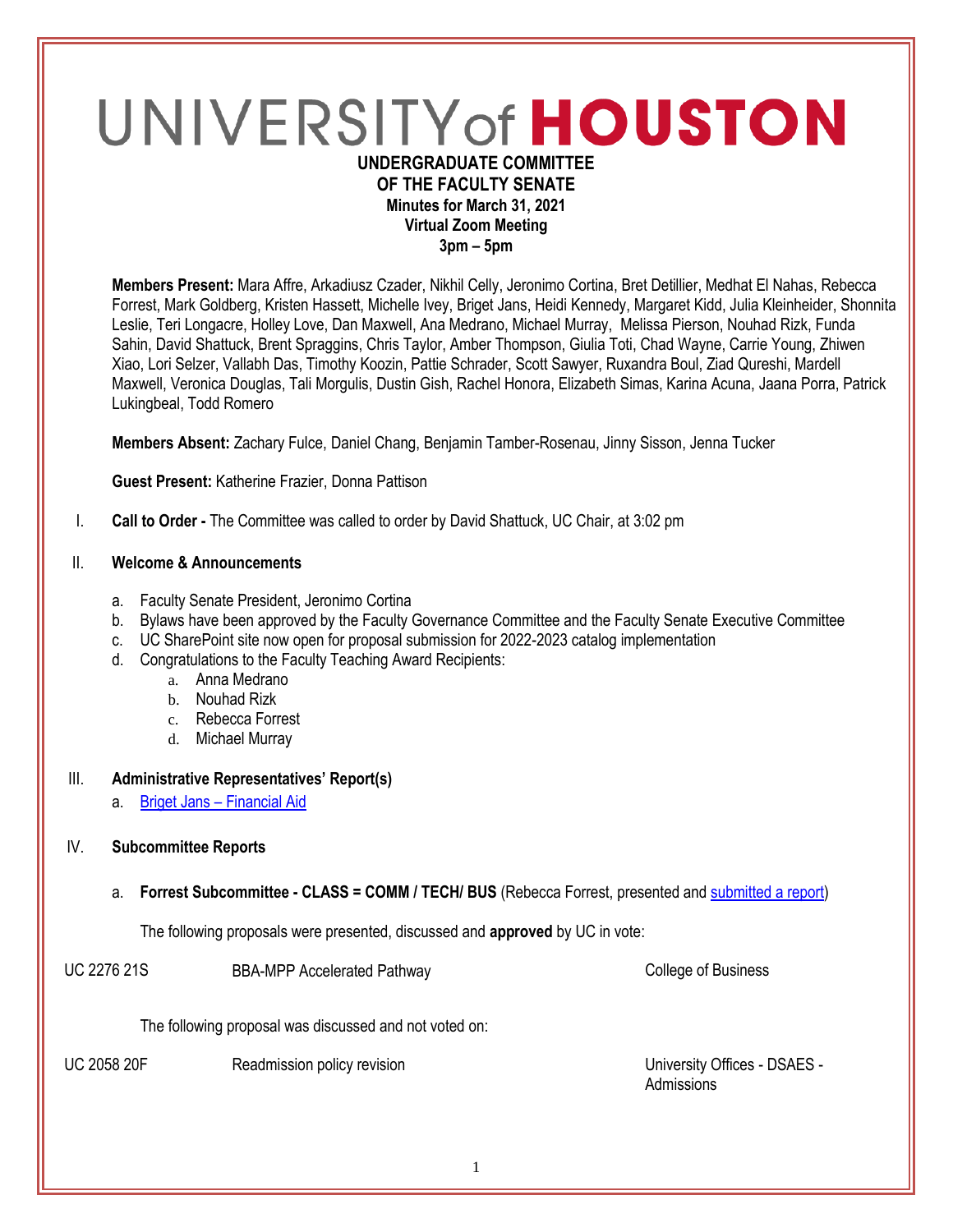# UNIVERSITY of HOUSTON

**UNDERGRADUATE COMMITTEE**
**OF THE FACULTY SENATE**
**Minutes for March 31, 2021**
**Virtual Zoom Meeting**
**3pm – 5pm**

**Members Present:** Mara Affre, Arkadiusz Czader, Nikhil Celly, Jeronimo Cortina, Bret Detillier, Medhat El Nahas, Rebecca Forrest, Mark Goldberg, Kristen Hassett, Michelle Ivey, Briget Jans, Heidi Kennedy, Margaret Kidd, Julia Kleinheider, Shonnita Leslie, Teri Longacre, Holley Love, Dan Maxwell, Ana Medrano, Michael Murray, Melissa Pierson, Nouhad Rizk, Funda Sahin, David Shattuck, Brent Spraggins, Chris Taylor, Amber Thompson, Giulia Toti, Chad Wayne, Carrie Young, Zhiwen Xiao, Lori Selzer, Vallabh Das, Timothy Koozin, Pattie Schrader, Scott Sawyer, Ruxandra Boul, Ziad Qureshi, Mardell Maxwell, Veronica Douglas, Tali Morgulis, Dustin Gish, Rachel Honora, Elizabeth Simas, Karina Acuna, Jaana Porra, Patrick Lukingbeal, Todd Romero

**Members Absent:** Zachary Fulce, Daniel Chang, Benjamin Tamber-Rosenau, Jinny Sisson, Jenna Tucker

**Guest Present:** Katherine Frazier, Donna Pattison

I. **Call to Order -** The Committee was called to order by David Shattuck, UC Chair, at 3:02 pm

II. **Welcome & Announcements**

   a. Faculty Senate President, Jeronimo Cortina
   b. Bylaws have been approved by the Faculty Governance Committee and the Faculty Senate Executive Committee
   c. UC SharePoint site now open for proposal submission for 2022-2023 catalog implementation
   d. Congratulations to the Faculty Teaching Award Recipients:
      a. Anna Medrano
      b. Nouhad Rizk
      c. Rebecca Forrest
      d. Michael Murray

III. **Administrative Representatives' Report(s)**

   a. Briget Jans – Financial Aid

IV. **Subcommittee Reports**

   a. **Forrest Subcommittee - CLASS = COMM / TECH/ BUS** (Rebecca Forrest, presented and submitted a report)

      The following proposals were presented, discussed and **approved** by UC in vote:

| UC 2276 21S | BBA-MPP Accelerated Pathway | College of Business |
|---|---|---|

      The following proposal was discussed and not voted on:

| UC 2058 20F | Readmission policy revision | University Offices - DSAES - Admissions |
|---|---|---|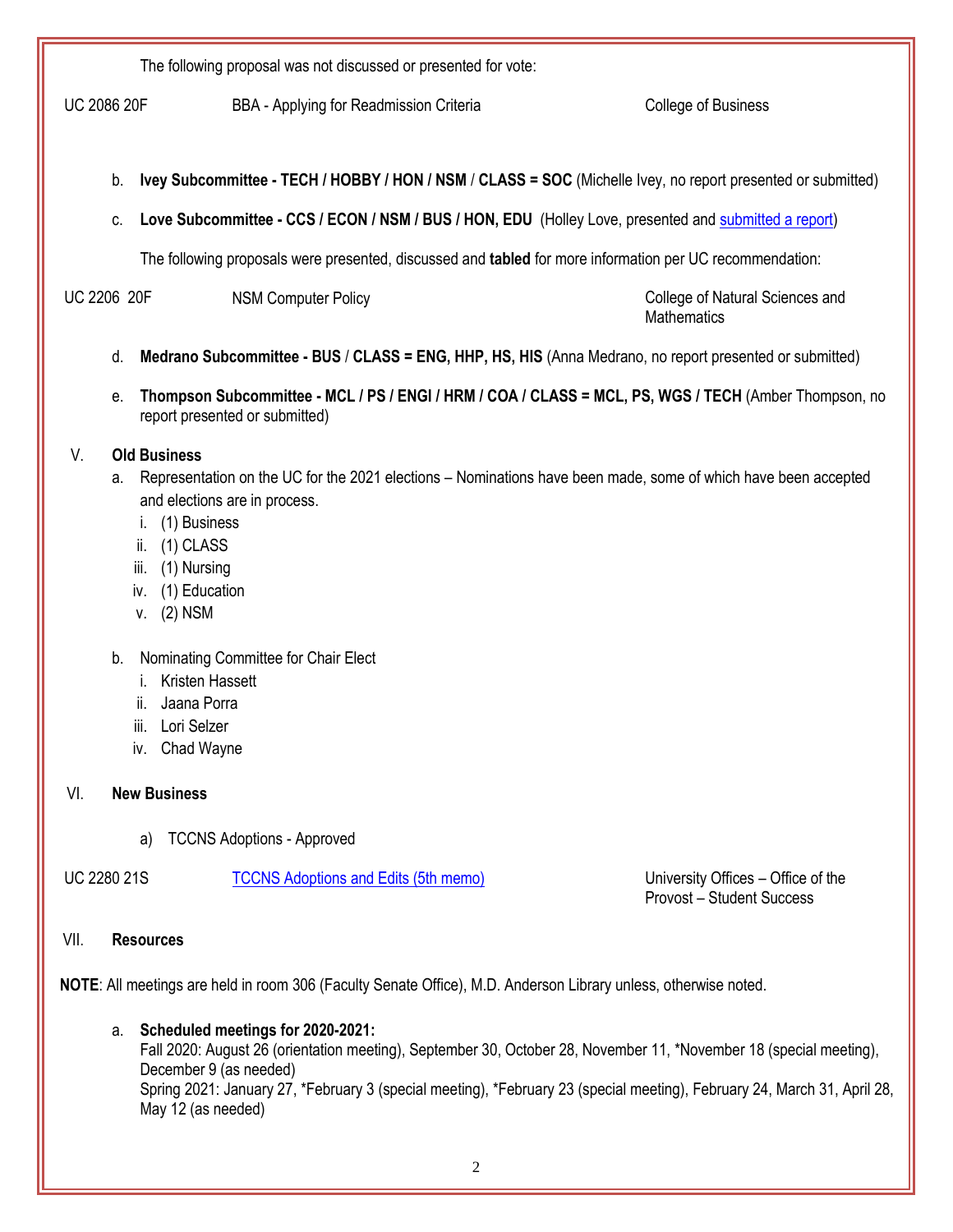The following proposal was not discussed or presented for vote:

| | | |
|---|---|---|
| UC 2086 20F | BBA - Applying for Readmission Criteria | College of Business |

b. **Ivey Subcommittee - TECH / HOBBY / HON / NSM / CLASS = SOC** (Michelle Ivey, no report presented or submitted)

c. **Love Subcommittee - CCS / ECON / NSM / BUS / HON, EDU** (Holley Love, presented and submitted a report)

The following proposals were presented, discussed and **tabled** for more information per UC recommendation:

| | | |
|---|---|---|
| UC 2206 20F | NSM Computer Policy | College of Natural Sciences and Mathematics |

d. **Medrano Subcommittee - BUS** / **CLASS = ENG, HHP, HS, HIS** (Anna Medrano, no report presented or submitted)

e. **Thompson Subcommittee - MCL / PS / ENGI / HRM / COA / CLASS = MCL, PS, WGS / TECH** (Amber Thompson, no report presented or submitted)

V. **Old Business**

a. Representation on the UC for the 2021 elections – Nominations have been made, some of which have been accepted and elections are in process.
   i. (1) Business
   ii. (1) CLASS
   iii. (1) Nursing
   iv. (1) Education
   v. (2) NSM

b. Nominating Committee for Chair Elect
   i. Kristen Hassett
   ii. Jaana Porra
   iii. Lori Selzer
   iv. Chad Wayne

VI. **New Business**

a) TCCNS Adoptions - Approved

| | | |
|---|---|---|
| UC 2280 21S | TCCNS Adoptions and Edits (5th memo) | University Offices – Office of the Provost – Student Success |

VII. **Resources**

**NOTE**: All meetings are held in room 306 (Faculty Senate Office), M.D. Anderson Library unless, otherwise noted.

a. **Scheduled meetings for 2020-2021:**
Fall 2020: August 26 (orientation meeting), September 30, October 28, November 11, *November 18 (special meeting), December 9 (as needed)
Spring 2021: January 27, *February 3 (special meeting), *February 23 (special meeting), February 24, March 31, April 28, May 12 (as needed)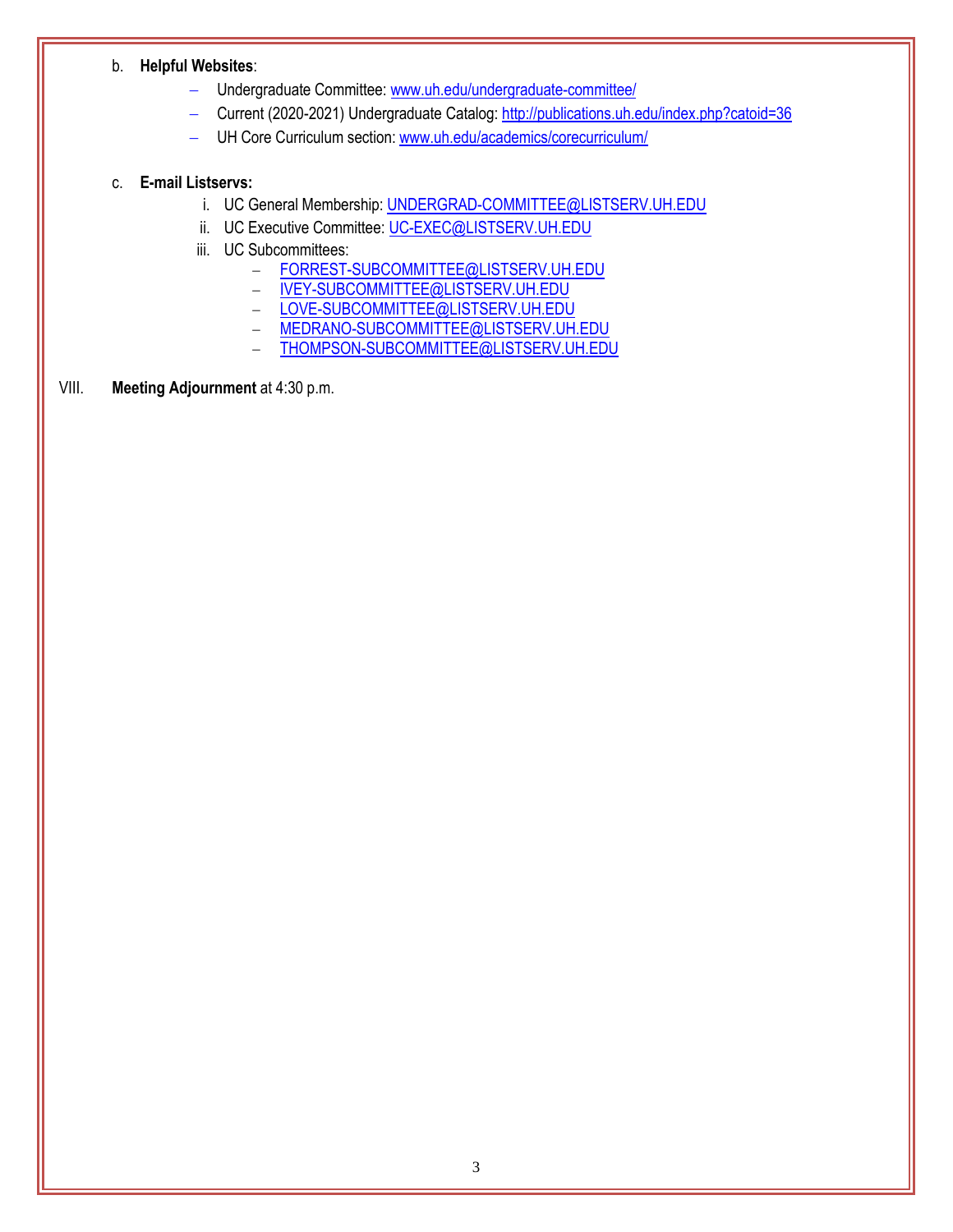b. **Helpful Websites**:
   - Undergraduate Committee: www.uh.edu/undergraduate-committee/
   - Current (2020-2021) Undergraduate Catalog: http://publications.uh.edu/index.php?catoid=36
   - UH Core Curriculum section: www.uh.edu/academics/corecurriculum/

c. **E-mail Listservs:**
   i. UC General Membership: UNDERGRAD-COMMITTEE@LISTSERV.UH.EDU
   ii. UC Executive Committee: UC-EXEC@LISTSERV.UH.EDU
   iii. UC Subcommittees:
      - FORREST-SUBCOMMITTEE@LISTSERV.UH.EDU
      - IVEY-SUBCOMMITTEE@LISTSERV.UH.EDU
      - LOVE-SUBCOMMITTEE@LISTSERV.UH.EDU
      - MEDRANO-SUBCOMMITTEE@LISTSERV.UH.EDU
      - THOMPSON-SUBCOMMITTEE@LISTSERV.UH.EDU

VIII. **Meeting Adjournment** at 4:30 p.m.